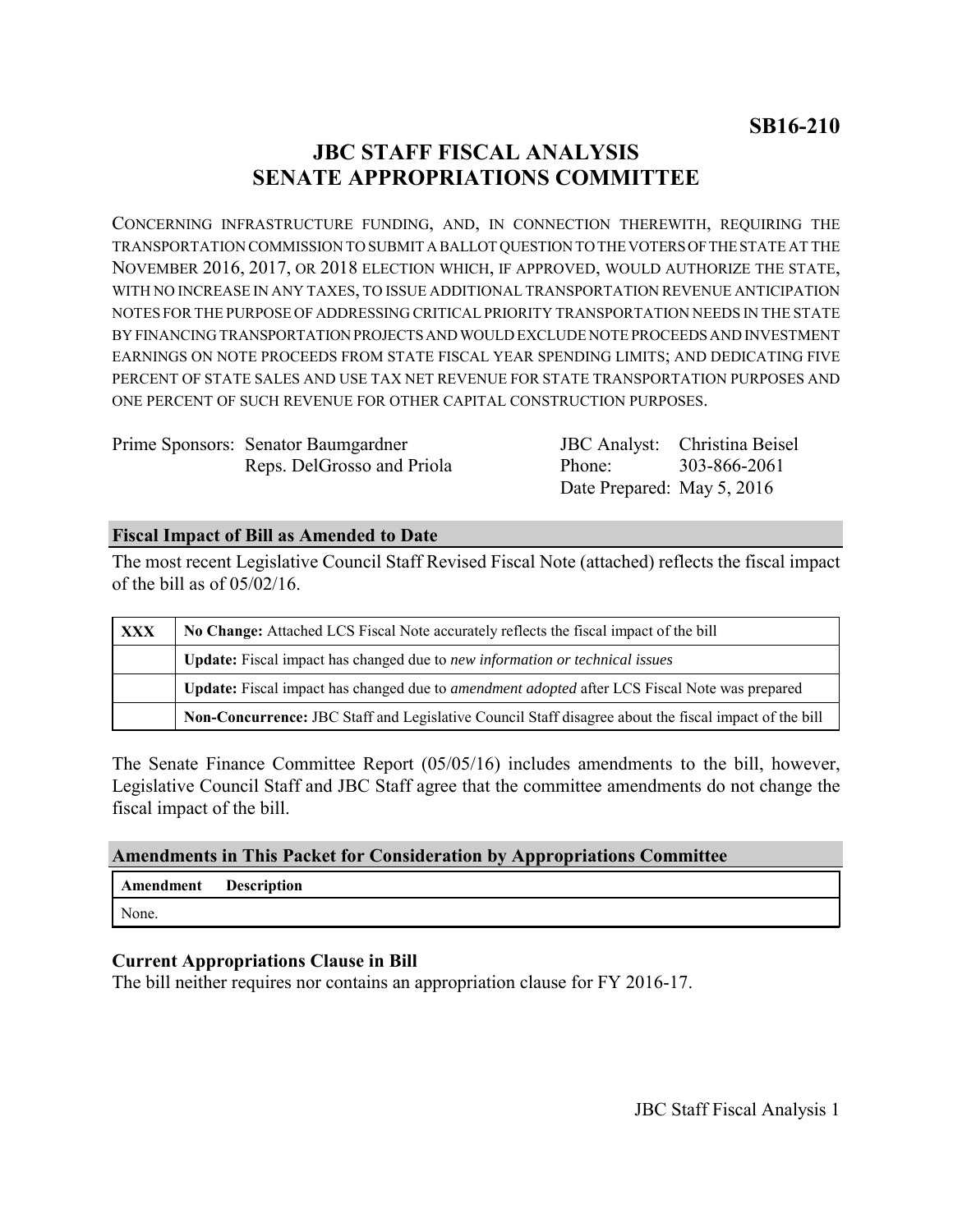**SB16-210**

# JBC STAFF FISCAL ANALYSIS
# SENATE APPROPRIATIONS COMMITTEE

CONCERNING INFRASTRUCTURE FUNDING, AND, IN CONNECTION THEREWITH, REQUIRING THE TRANSPORTATION COMMISSION TO SUBMIT A BALLOT QUESTION TO THE VOTERS OF THE STATE AT THE NOVEMBER 2016, 2017, OR 2018 ELECTION WHICH, IF APPROVED, WOULD AUTHORIZE THE STATE, WITH NO INCREASE IN ANY TAXES, TO ISSUE ADDITIONAL TRANSPORTATION REVENUE ANTICIPATION NOTES FOR THE PURPOSE OF ADDRESSING CRITICAL PRIORITY TRANSPORTATION NEEDS IN THE STATE BY FINANCING TRANSPORTATION PROJECTS AND WOULD EXCLUDE NOTE PROCEEDS AND INVESTMENT EARNINGS ON NOTE PROCEEDS FROM STATE FISCAL YEAR SPENDING LIMITS; AND DEDICATING FIVE PERCENT OF STATE SALES AND USE TAX NET REVENUE FOR STATE TRANSPORTATION PURPOSES AND ONE PERCENT OF SUCH REVENUE FOR OTHER CAPITAL CONSTRUCTION PURPOSES.

Prime Sponsors: Senator Baumgardner
Reps. DelGrosso and Priola

JBC Analyst: Christina Beisel
Phone: 303-866-2061
Date Prepared: May 5, 2016

## Fiscal Impact of Bill as Amended to Date

The most recent Legislative Council Staff Revised Fiscal Note (attached) reflects the fiscal impact of the bill as of 05/02/16.

| | |
|---|---|
| XXX | **No Change:** Attached LCS Fiscal Note accurately reflects the fiscal impact of the bill |
| | **Update:** Fiscal impact has changed due to *new information or technical issues* |
| | **Update:** Fiscal impact has changed due to *amendment adopted* after LCS Fiscal Note was prepared |
| | **Non-Concurrence:** JBC Staff and Legislative Council Staff disagree about the fiscal impact of the bill |

The Senate Finance Committee Report (05/05/16) includes amendments to the bill, however, Legislative Council Staff and JBC Staff agree that the committee amendments do not change the fiscal impact of the bill.

## Amendments in This Packet for Consideration by Appropriations Committee

| Amendment | Description |
|---|---|
| None. | |

### Current Appropriations Clause in Bill

The bill neither requires nor contains an appropriation clause for FY 2016-17.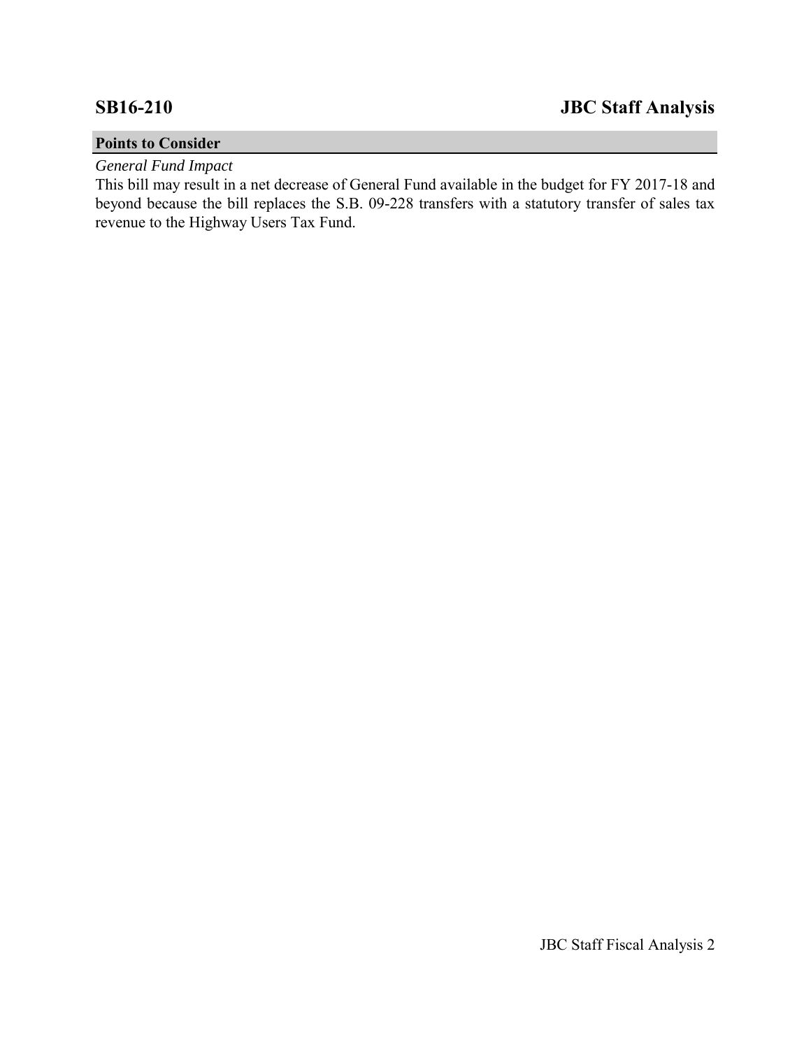## Points to Consider

*General Fund Impact*

This bill may result in a net decrease of General Fund available in the budget for FY 2017-18 and beyond because the bill replaces the S.B. 09-228 transfers with a statutory transfer of sales tax revenue to the Highway Users Tax Fund.